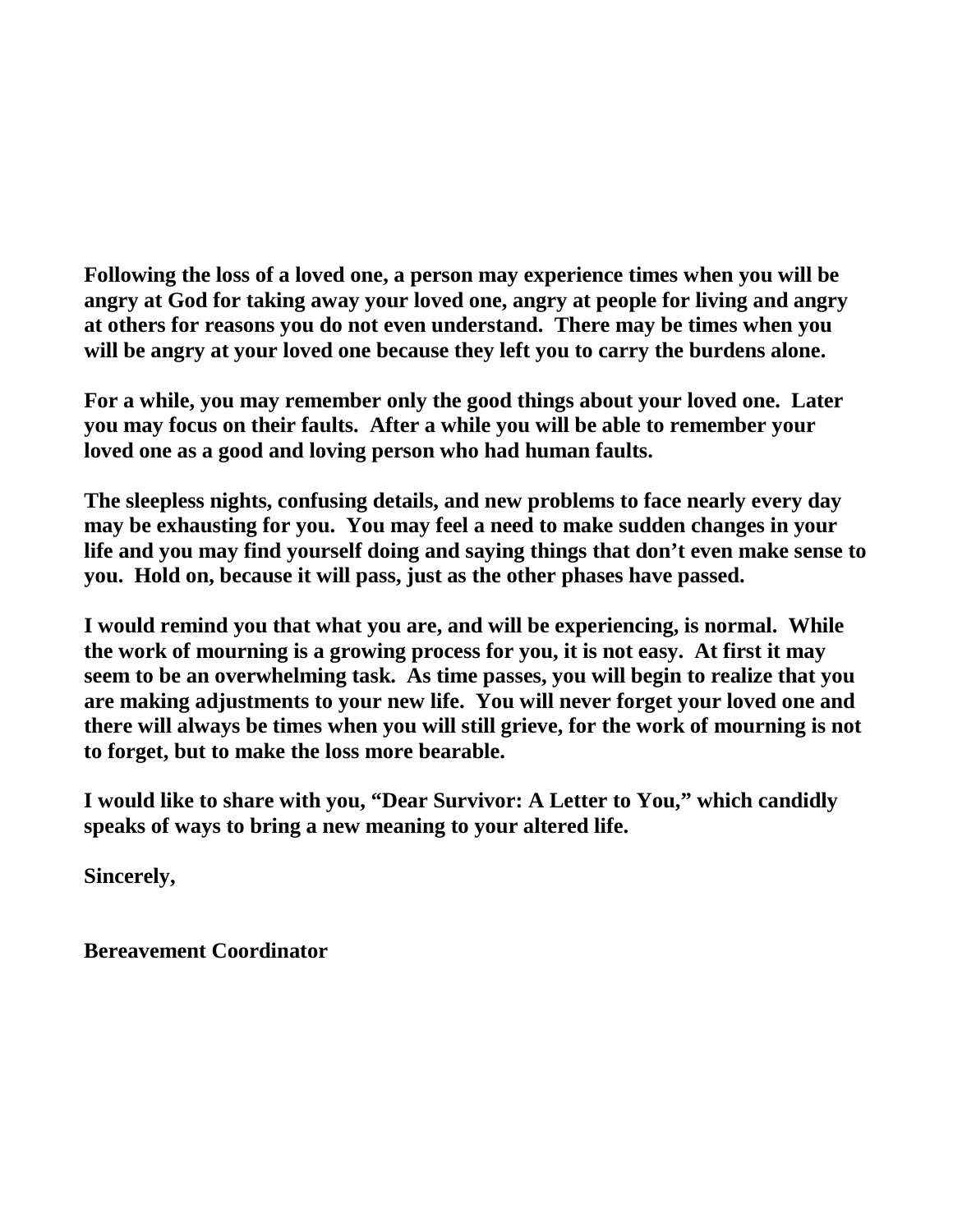**Following the loss of a loved one, a person may experience times when you will be angry at God for taking away your loved one, angry at people for living and angry at others for reasons you do not even understand. There may be times when you will be angry at your loved one because they left you to carry the burdens alone.**

**For a while, you may remember only the good things about your loved one. Later you may focus on their faults. After a while you will be able to remember your loved one as a good and loving person who had human faults.**

**The sleepless nights, confusing details, and new problems to face nearly every day may be exhausting for you. You may feel a need to make sudden changes in your life and you may find yourself doing and saying things that don't even make sense to you. Hold on, because it will pass, just as the other phases have passed.**

**I would remind you that what you are, and will be experiencing, is normal. While the work of mourning is a growing process for you, it is not easy. At first it may seem to be an overwhelming task. As time passes, you will begin to realize that you are making adjustments to your new life. You will never forget your loved one and there will always be times when you will still grieve, for the work of mourning is not to forget, but to make the loss more bearable.**

**I would like to share with you, "Dear Survivor: A Letter to You," which candidly speaks of ways to bring a new meaning to your altered life.**

**Sincerely,**

**Bereavement Coordinator**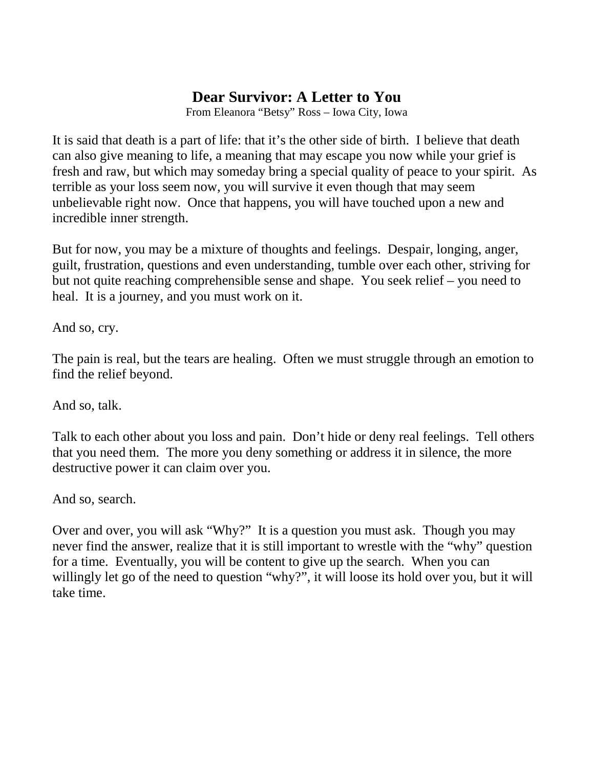# Dear Survivor: A Letter to You

From Eleanora "Betsy" Ross – Iowa City, Iowa

It is said that death is a part of life: that it's the other side of birth. I believe that death can also give meaning to life, a meaning that may escape you now while your grief is fresh and raw, but which may someday bring a special quality of peace to your spirit. As terrible as your loss seem now, you will survive it even though that may seem unbelievable right now. Once that happens, you will have touched upon a new and incredible inner strength.

But for now, you may be a mixture of thoughts and feelings. Despair, longing, anger, guilt, frustration, questions and even understanding, tumble over each other, striving for but not quite reaching comprehensible sense and shape. You seek relief – you need to heal. It is a journey, and you must work on it.

And so, cry.

The pain is real, but the tears are healing. Often we must struggle through an emotion to find the relief beyond.

And so, talk.

Talk to each other about you loss and pain. Don't hide or deny real feelings. Tell others that you need them. The more you deny something or address it in silence, the more destructive power it can claim over you.

And so, search.

Over and over, you will ask "Why?" It is a question you must ask. Though you may never find the answer, realize that it is still important to wrestle with the "why" question for a time. Eventually, you will be content to give up the search. When you can willingly let go of the need to question "why?", it will loose its hold over you, but it will take time.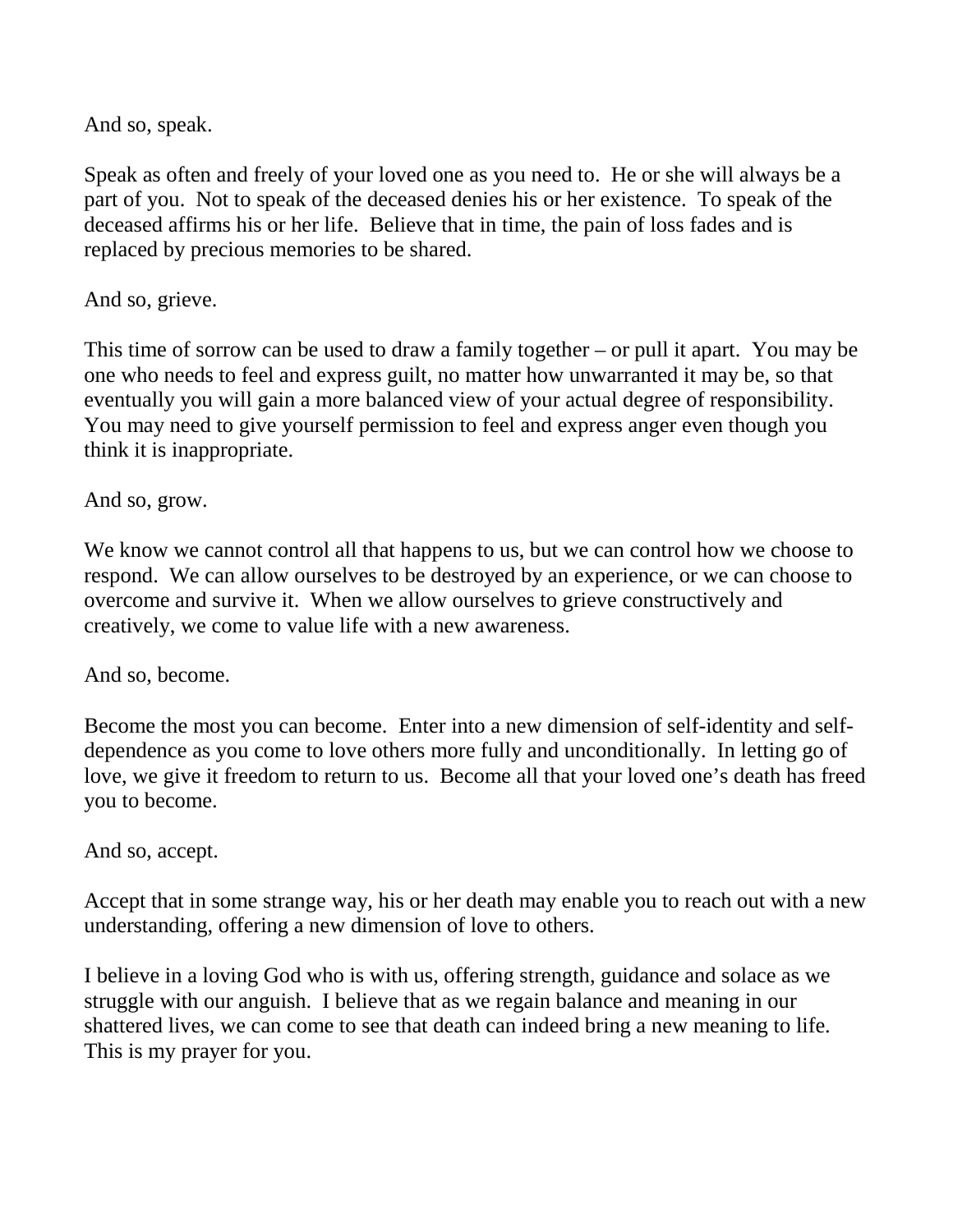And so, speak.

Speak as often and freely of your loved one as you need to. He or she will always be a part of you. Not to speak of the deceased denies his or her existence. To speak of the deceased affirms his or her life. Believe that in time, the pain of loss fades and is replaced by precious memories to be shared.

And so, grieve.

This time of sorrow can be used to draw a family together – or pull it apart. You may be one who needs to feel and express guilt, no matter how unwarranted it may be, so that eventually you will gain a more balanced view of your actual degree of responsibility. You may need to give yourself permission to feel and express anger even though you think it is inappropriate.

And so, grow.

We know we cannot control all that happens to us, but we can control how we choose to respond. We can allow ourselves to be destroyed by an experience, or we can choose to overcome and survive it. When we allow ourselves to grieve constructively and creatively, we come to value life with a new awareness.

And so, become.

Become the most you can become. Enter into a new dimension of self-identity and self-dependence as you come to love others more fully and unconditionally. In letting go of love, we give it freedom to return to us. Become all that your loved one's death has freed you to become.

And so, accept.

Accept that in some strange way, his or her death may enable you to reach out with a new understanding, offering a new dimension of love to others.

I believe in a loving God who is with us, offering strength, guidance and solace as we struggle with our anguish. I believe that as we regain balance and meaning in our shattered lives, we can come to see that death can indeed bring a new meaning to life. This is my prayer for you.